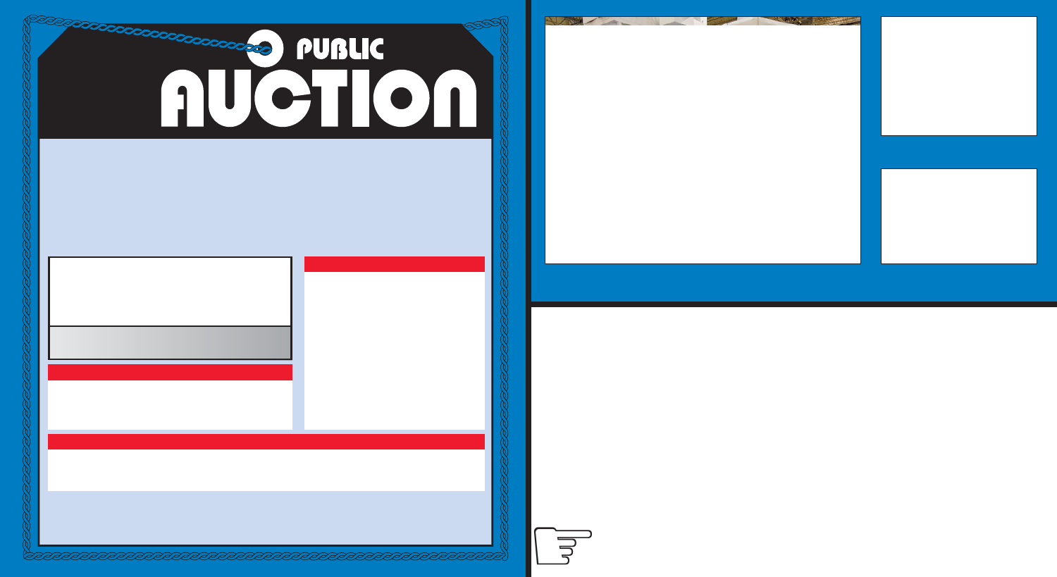# PUBLIC AUCTION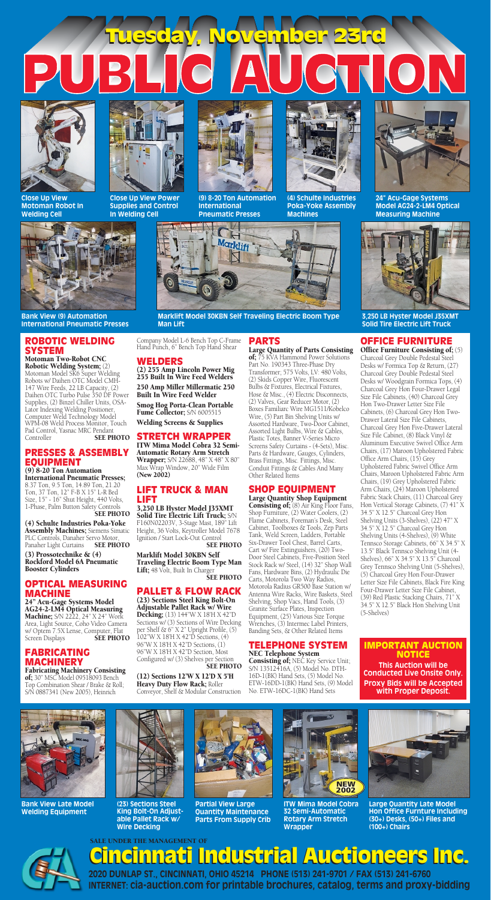# Tuesday, November 23rd

# PUBLIC AUCTION

Close Up View Motoman Robot In Welding Cell

Close Up View Power Supplies and Control In Welding Cell

(9) 8-20 Ton Automation International Pneumatic Presses

(4) Schulte Industries Poka-Yoke Assembly Machines

24" Acu-Gage Systems Model AG24-2-LM4 Optical Measuring Machine

Bank View (9) Automation International Pneumatic Presses

Marklift Model 30KBN Self Traveling Electric Boom Type Man Lift

3,250 LB Hyster Model J35XMT Solid Tire Electric Lift Truck

## ROBOTIC WELDING SYSTEM

**Motoman Two-Robot CNC Robotic Welding System;** (2) Motoman Model SK6 Super Welding Robots w/ Daihen OTC Model CMH-147 Wire Feeds, 22 LB Capacity, (2) Daihen OTC Turbo Pulse 350 DF Power Supplies, (2) Binzel Chiller Units, OSA-Lator Indexing Welding Positioner, Computer Weld Technology Model WPM-08 Weld Process Monitor, Touch Pad Control, Yasnac MRC Pendant Controller **SEE PHOTO**

## PRESSES & ASSEMBLY EQUIPMENT

**(9) 8-20 Ton Automation International Pneumatic Presses;** 8.37 Ton, 9.5 Ton, 14.89 Ton, 21.20 Ton, 37 Ton, 12" F-B X 15" L-R Bed Size, 15" - 16" Shut Height, 440 Volts, 1-Phase, Palm Button Safety Controls **SEE PHOTO**

**(4) Schulte Industries Poka-Yoke Assembly Machines;** Siemens Simatic PLC Controls, Danaher Servo Motor, Panaher Light Curtains **SEE PHOTO**

**(3) Prossotechnike & (4) Rockford Model 6A Pneumatic Booster Cylinders**

## OPTICAL MEASURING MACHINE

**24" Acu-Gage Systems Model AG24-2-LM4 Optical Measuring Machine;** S/N 2222, 24" X 24" Work Area, Light Source, Coho Video Camera w/ Optem 7.5X Lense, Computer, Flat Screen Displays **SEE PHOTO**

## FABRICATING MACHINERY

**Fabricating Machinery Consisting of;** 30" MSC Model 09518093 Bench Top Combination Shear / Brake & Roll, S/N 0887341 (New 2005), Heinrich Company Model L-6 Bench Top C-Frame Hand Punch, 6" Bench Top Hand Shear

## WELDERS

**(2) 255 Amp Lincoln Power Mig 255 Built In Wire Feed Welders**

**250 Amp Miller Millermatic 250 Built In Wire Feed Welder**

**Smog Hog Porta-Clean Portable Fume Collector;** S/N 6005515

**Welding Screens & Supplies**

## STRETCH WRAPPER

**ITW Mima Model Cobra 32 Semi-Automatic Rotary Arm Stretch Wrapper;** S/N 22688, 48" X 48" X 80" Max Wrap Window, 20" Wide Film **(New 2002)**

## LIFT TRUCK & MAN LIFT

**3,250 LB Hyster Model J35XMT Solid Tire Electric Lift Truck;** S/N F160N02203V, 3-Stage Mast, 189" Lift Height, 36 Volts, Keytroller Model 7678 Ignition / Start Lock-Out Control **SEE PHOTO**

**Marklift Model 30KBN Self Traveling Electric Boom Type Man Lift;** 48 Volt, Built In Charger **SEE PHOTO**

## PALLET & FLOW RACK

**(23) Sections Steel King Bolt-On Adjustable Pallet Rack w/ Wire Decking;** (13) 144"W X 18'H X 42"D Sections w/ (3) Sections of Wire Decking per Shelf & 6" X 2" Upright Profile, (5) 102"W X 18'H X 42"D Sections, (4) 96"W X 18'H X 42"D Sections, (1) 96"W X 18'H X 42"D Section, Most Configured w/ (3) Shelves per Section **SEE PHOTO**

**(12) Sections 12'W X 12'D X 5'H Heavy Duty Flow Rack;** Roller Conveyor, Shelf & Modular Construction

## PARTS

**Large Quantity of Parts Consisting of;** 75 KVA Hammond Power Solutions Part No. 190343 Three-Phase Dry Transformer; 575 Volts, LV: 480 Volts, (2) Skids Copper Wire, Fluorescent Bulbs & Fixtures, Electrical Fixtures, Hose & Misc., (4) Electric Disconnects, (2) Valves, Gear Reducer Motor, (2) Boxes Familiarc Wire MG1511/Kobelco Wire, (5) Part Bin Shelving Units w/ Assorted Hardware, Two-Door Cabinet, Assorted Light Bulbs, Wire & Cables, Plastic Totes, Banner V-Series Micro Screens Safety Curtains - (4-Sets), Misc. Parts & Hardware, Gauges, Cylinders, Brass Fittings, Misc. Fittings, Misc. Conduit Fittings & Cables And Many Other Related Items

## SHOP EQUIPMENT

**Large Quantity Shop Equipment Consisting of;** (8) Air King Floor Fans, Shop Furniture, (2) Water Coolers, (2) Flame Cabinets, Foreman's Desk, Steel Cabinet, Toolboxes & Tools, Zep Parts Tank, Weld Screen, Ladders, Portable Six-Drawer Tool Chest, Barrel Carts, Cart w/ Fire Extinguishers, (20) Two-Door Steel Cabinets, Five-Position Steel Stock Rack w/ Steel, (14) 32" Shop Wall Fans, Hardware Bins, (2) Hydraulic Die Carts, Motorola Two Way Radios, Motorola Radius GR500 Base Station w/ Antenna Wire Racks, Wire Baskets, Steel Shelving, Shop Vacs, Hand Tools, (3) Granite Surface Plates, Inspection Equipment, (25) Various Size Torque Wrenches, (3) Intermec Label Printers, Banding Sets, & Other Related Items

## TELEPHONE SYSTEM

**NEC Telephone System Consisting of;** NEC Key Service Unit, S/N 13512416A, (5) Model No. DTH-16D-1(BK) Hand Sets, (5) Model No. ETW-16DD-1(BK) Hand Sets, (9) Model No. ETW-16DC-1(BK) Hand Sets

## OFFICE FURNITURE

**Office Furniture Consisting of;** (5) Charcoal Grey Double Pedestal Steel Desks w/ Formica Top & Return, (27) Charcoal Grey Double Pedestal Steel Desks w/ Woodgrain Formica Tops, (4) Charcoal Grey Hon Four-Drawer Legal Size File Cabinets, (40) Charcoal Grey Hon Two-Drawer Letter Size File Cabinets, (6) Charcoal Grey Hon Two-Drawer Lateral Size File Cabinets, Charcoal Grey Hon Five-Drawer Lateral Size File Cabinet, (8) Black Vinyl & Aluminum Executive Swivel Office Arm Chairs, (17) Maroon Upholstered Fabric Office Arm Chairs, (15) Grey Upholstered Fabric Swivel Office Arm Chairs, Maroon Upholstered Fabric Arm Chairs, (19) Grey Upholstered Fabric Arm Chairs, (24) Maroon Upholstered Fabric Stack Chairs, (11) Charcoal Grey Hon Vertical Storage Cabinets, (7) 41" X 34.5" X 12.5" Charcoal Grey Hon Shelving Units (3-Shelves), (22) 47" X 34.5" X 12.5" Charcoal Grey Hon Shelving Units (4-Shelves), (9) White Tennsco Storage Cabinets, 66" X 34.5" X 13.5" Black Tennsco Shelving Unit (4-Shelves), 66" X 34.5" X 13.5" Charcoal Grey Tennsco Shelving Unit (5-Shelves), (5) Charcoal Grey Hon Four-Drawer Letter Size File Cabinets, Black Fire King Four-Drawer Letter Size File Cabinet, (39) Red Plastic Stacking Chairs, 71" X 34.5" X 12.5" Black Hon Shelving Unit (5-Shelves)

## IMPORTANT AUCTION NOTICE

**This Auction will be Conducted Live Onsite Only. Proxy Bids will be Accepted with Proper Deposit.**

Bank View Late Model Welding Equipment

(23) Sections Steel King Bolt-On Adjustable Pallet Rack w/ Wire Decking

Partial View Large Quantity Maintenance Parts From Supply Crib

NEW 2002

ITW Mima Model Cobra 32 Semi-Automatic Rotary Arm Stretch Wrapper

Large Quantity Late Model Hon Office Furnture Including (30+) Desks, (50+) Files and (100+) Chairs

SALE UNDER THE MANAGEMENT OF

# Cincinnati Industrial Auctioneers Inc.

**2020 DUNLAP ST., CINCINNATI, OHIO 45214 PHONE (513) 241-9701 / FAX (513) 241-6760**

**INTERNET: cia-auction.com for printable brochures, catalog, terms and proxy-bidding**